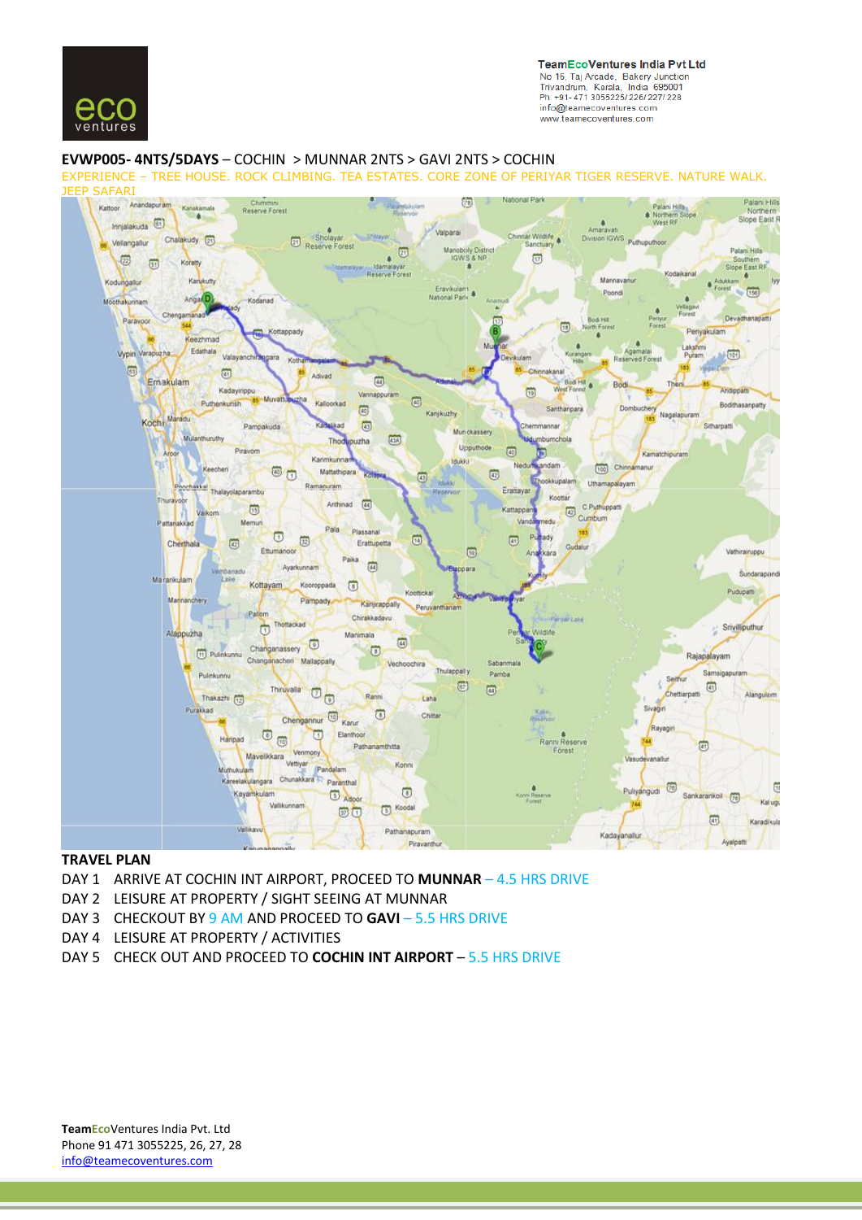**TeamEcoVentures India Pvt Ltd**
No 16, Taj Arcade, Bakery Junction
Trivandrum, Kerala, India 695001
Ph: +91- 471 3055225/226/227/228
info@teamecoventures.com
www.teamecoventures.com

**EVWP005- 4NTS/5DAYS** – COCHIN > MUNNAR 2NTS > GAVI 2NTS > COCHIN

EXPERIENCE – TREE HOUSE. ROCK CLIMBING. TEA ESTATES. CORE ZONE OF PERIYAR TIGER RESERVE. NATURE WALK. JEEP SAFARI

## TRAVEL PLAN

DAY 1 ARRIVE AT COCHIN INT AIRPORT, PROCEED TO **MUNNAR** – 4.5 HRS DRIVE

DAY 2 LEISURE AT PROPERTY / SIGHT SEEING AT MUNNAR

DAY 3 CHECKOUT BY 9 AM AND PROCEED TO **GAVI** – 5.5 HRS DRIVE

DAY 4 LEISURE AT PROPERTY / ACTIVITIES

DAY 5 CHECK OUT AND PROCEED TO **COCHIN INT AIRPORT** – 5.5 HRS DRIVE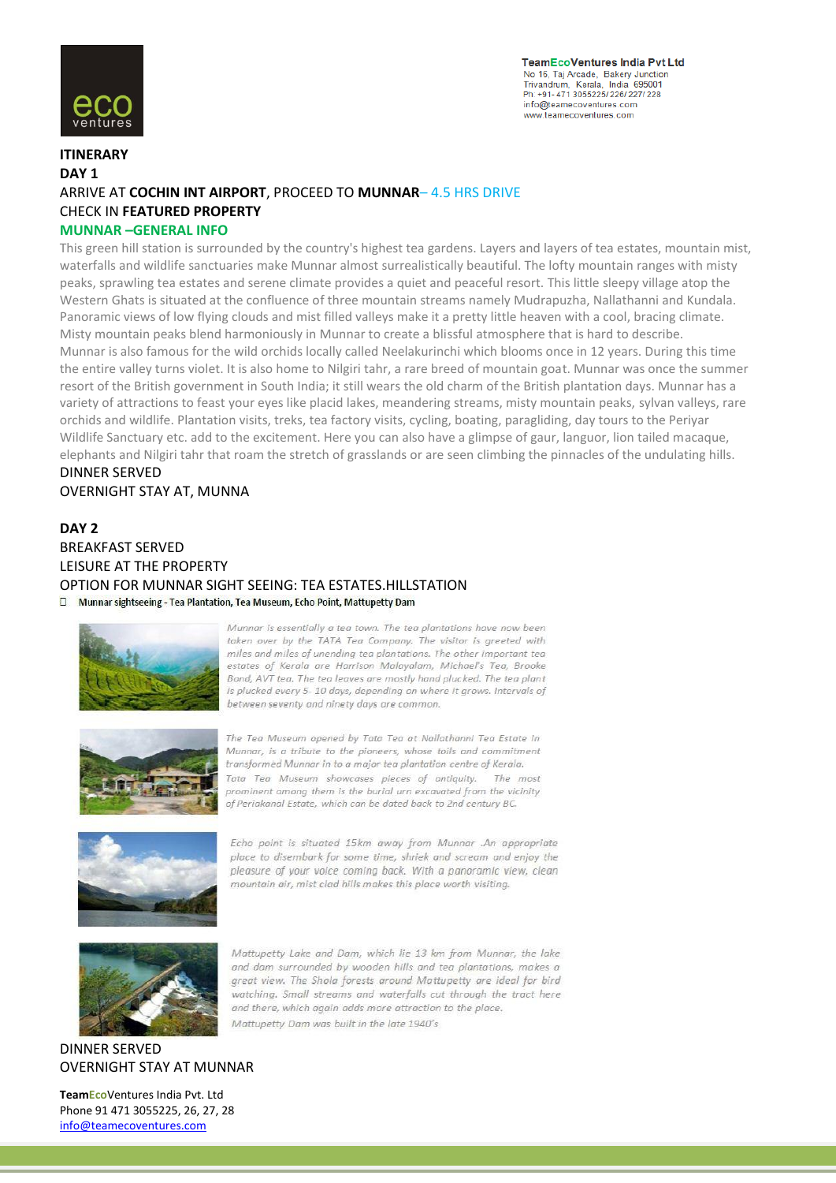**TeamEcoVentures India Pvt Ltd**
No 15, Taj Arcade, Bakery Junction
Trivandrum, Kerala, India 695001
Ph: +91- 471 3055225/ 226/ 227/ 228
info@teamecoventures.com
www.teamecoventures.com

**ITINERARY**

**DAY 1**

ARRIVE AT **COCHIN INT AIRPORT**, PROCEED TO **MUNNAR**– 4.5 HRS DRIVE

CHECK IN **FEATURED PROPERTY**

**MUNNAR –GENERAL INFO**

This green hill station is surrounded by the country's highest tea gardens. Layers and layers of tea estates, mountain mist, waterfalls and wildlife sanctuaries make Munnar almost surrealistically beautiful. The lofty mountain ranges with misty peaks, sprawling tea estates and serene climate provides a quiet and peaceful resort. This little sleepy village atop the Western Ghats is situated at the confluence of three mountain streams namely Mudrapuzha, Nallathanni and Kundala. Panoramic views of low flying clouds and mist filled valleys make it a pretty little heaven with a cool, bracing climate. Misty mountain peaks blend harmoniously in Munnar to create a blissful atmosphere that is hard to describe.

Munnar is also famous for the wild orchids locally called Neelakurinchi which blooms once in 12 years. During this time the entire valley turns violet. It is also home to Nilgiri tahr, a rare breed of mountain goat. Munnar was once the summer resort of the British government in South India; it still wears the old charm of the British plantation days. Munnar has a variety of attractions to feast your eyes like placid lakes, meandering streams, misty mountain peaks, sylvan valleys, rare orchids and wildlife. Plantation visits, treks, tea factory visits, cycling, boating, paragliding, day tours to the Periyar Wildlife Sanctuary etc. add to the excitement. Here you can also have a glimpse of gaur, languor, lion tailed macaque, elephants and Nilgiri tahr that roam the stretch of grasslands or are seen climbing the pinnacles of the undulating hills.

DINNER SERVED

OVERNIGHT STAY AT, MUNNA

**DAY 2**

BREAKFAST SERVED

LEISURE AT THE PROPERTY

OPTION FOR MUNNAR SIGHT SEEING: TEA ESTATES.HILLSTATION

- **Munnar sightseeing - Tea Plantation, Tea Museum, Echo Point, Mattupetty Dam**

*Munnar is essentially a tea town. The tea plantations have now been taken over by the TATA Tea Company. The visitor is greeted with miles and miles of unending tea plantations. The other important tea estates of Kerala are Harrison Malayalam, Michael's Tea, Brooke Bond, AVT tea. The tea leaves are mostly hand plucked. The tea plant is plucked every 5- 10 days, depending on where it grows. Intervals of between seventy and ninety days are common.*

*The Tea Museum opened by Tata Tea at Nallathanni Tea Estate in Munnar, is a tribute to the pioneers, whose toils and commitment transformed Munnar in to a major tea plantation centre of Kerala. Tata Tea Museum showcases pieces of antiquity. The most prominent among them is the burial urn excavated from the vicinity of Periakanal Estate, which can be dated back to 2nd century BC.*

*Echo point is situated 15km away from Munnar .An appropriate place to disembark for some time, shriek and scream and enjoy the pleasure of your voice coming back. With a panoramic view, clean mountain air, mist clad hills makes this place worth visiting.*

*Mattupetty Lake and Dam, which lie 13 km from Munnar, the lake and dam surrounded by wooden hills and tea plantations, makes a great view. The Shola forests around Mattupetty are ideal for bird watching. Small streams and waterfalls cut through the tract here and there, which again adds more attraction to the place. Mattupetty Dam was built in the late 1940's*

DINNER SERVED

OVERNIGHT STAY AT MUNNAR

**TeamEcoVentures India Pvt. Ltd**
Phone 91 471 3055225, 26, 27, 28
info@teamecoventures.com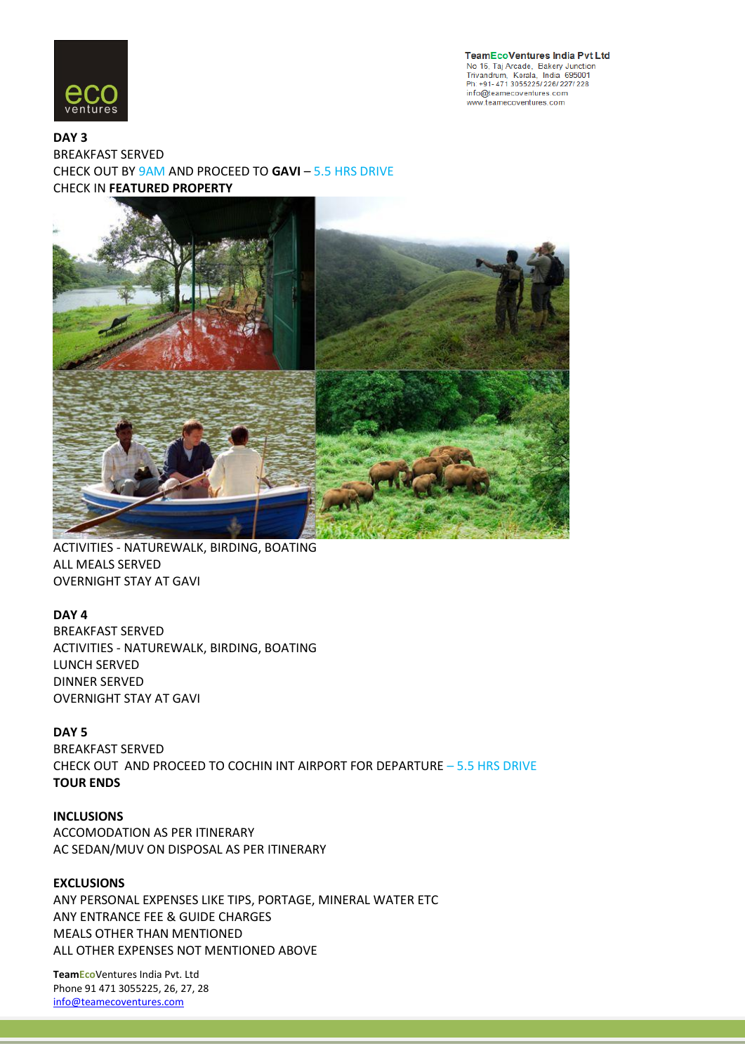**DAY 3**
BREAKFAST SERVED
CHECK OUT BY 9AM AND PROCEED TO **GAVI** – 5.5 HRS DRIVE
CHECK IN **FEATURED PROPERTY**

ACTIVITIES - NATUREWALK, BIRDING, BOATING
ALL MEALS SERVED
OVERNIGHT STAY AT GAVI

**DAY 4**
BREAKFAST SERVED
ACTIVITIES - NATUREWALK, BIRDING, BOATING
LUNCH SERVED
DINNER SERVED
OVERNIGHT STAY AT GAVI

**DAY 5**
BREAKFAST SERVED
CHECK OUT AND PROCEED TO COCHIN INT AIRPORT FOR DEPARTURE – 5.5 HRS DRIVE
**TOUR ENDS**

**INCLUSIONS**
ACCOMODATION AS PER ITINERARY
AC SEDAN/MUV ON DISPOSAL AS PER ITINERARY

**EXCLUSIONS**
ANY PERSONAL EXPENSES LIKE TIPS, PORTAGE, MINERAL WATER ETC
ANY ENTRANCE FEE & GUIDE CHARGES
MEALS OTHER THAN MENTIONED
ALL OTHER EXPENSES NOT MENTIONED ABOVE